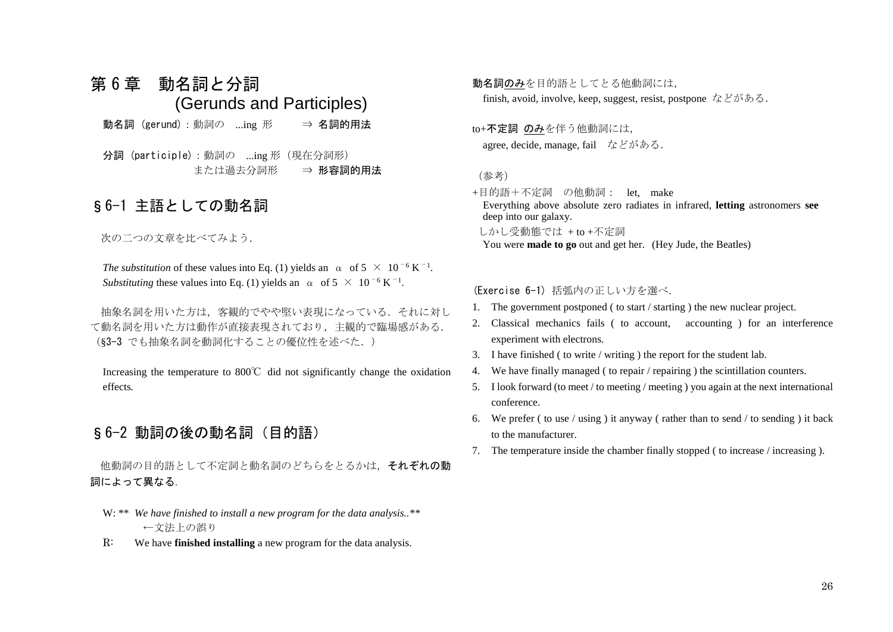# 第 6 章　動名詞と分詞 (Gerunds and Participles)

**動名詞**（gerund）: 動詞の　...ing 形　　⇒ **名詞的用法**

**分詞**（participle）: 動詞の　...ing 形（現在分詞形）
または過去分詞形　　⇒ **形容詞的用法**

## § 6-1 主語としての動名詞

次の二つの文章を比べてみよう.

*The substitution* of these values into Eq. (1) yields an $\alpha$ of $5 \times 10^{-6}\,K^{-1}$.
*Substituting* these values into Eq. (1) yields an $\alpha$ of $5 \times 10^{-6}\,K^{-1}$.

抽象名詞を用いた方は, 客観的でやや堅い表現になっている. それに対して動名詞を用いた方は動作が直接表現されており, 主観的で臨場感がある.（§3-3 でも抽象名詞を動詞化することの優位性を述べた. ）

Increasing the temperature to 800℃ did not significantly change the oxidation effects.

## § 6-2 動詞の後の動名詞（目的語）

他動詞の目的語として不定詞と動名詞のどちらをとるかは, **それぞれの動詞によって異なる**.

W: ** *We have finished to install a new program for the data analysis..* **
←文法上の誤り

R:　We have **finished installing** a new program for the data analysis.

**動名詞<u>のみ</u>**を目的語としてとる他動詞には,
finish, avoid, involve, keep, suggest, resist, postpone などがある.

to+**不定詞 <u>のみ</u>**を伴う他動詞には,
agree, decide, manage, fail　などがある.

（参考）

+目的語＋不定詞　の他動詞： let, make
Everything above absolute zero radiates in infrared, **letting** astronomers **see** deep into our galaxy.

しかし受動態では + to +不定詞
You were **made to go** out and get her. (Hey Jude, the Beatles)

（Exercise 6-1）括弧内の正しい方を選べ.

1. The government postponed ( to start / starting ) the new nuclear project.
2. Classical mechanics fails ( to account, accounting ) for an interference experiment with electrons.
3. I have finished ( to write / writing ) the report for the student lab.
4. We have finally managed ( to repair / repairing ) the scintillation counters.
5. I look forward (to meet / to meeting / meeting ) you again at the next international conference.
6. We prefer ( to use / using ) it anyway ( rather than to send / to sending ) it back to the manufacturer.
7. The temperature inside the chamber finally stopped ( to increase / increasing ).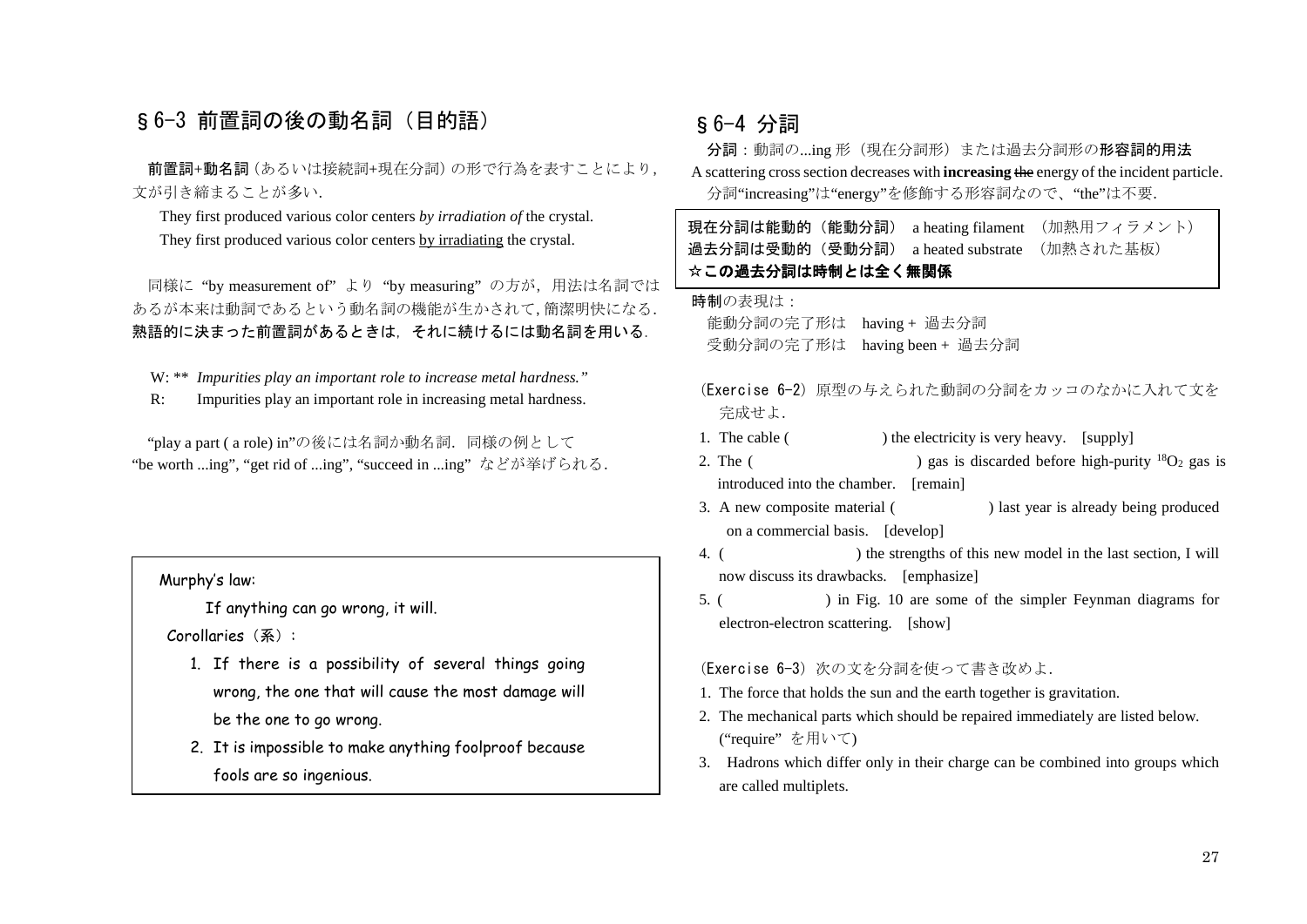## §6-3 前置詞の後の動名詞（目的語）

**前置詞+動名詞**（あるいは接続詞+現在分詞）の形で行為を表すことにより，文が引き締まることが多い．

They first produced various color centers *by irradiation of* the crystal.

They first produced various color centers by irradiating the crystal.

同様に "by measurement of" より "by measuring" の方が，用法は名詞ではあるが本来は動詞であるという動名詞の機能が生かされて，簡潔明快になる．**熟語的に決まった前置詞があるときは，それに続けるには動名詞を用いる**．

W: ** *Impurities play an important role to increase metal hardness."*

R: Impurities play an important role in increasing metal hardness.

"play a part ( a role) in"の後には名詞か動名詞．同様の例として "be worth ...ing", "get rid of ...ing", "succeed in ...ing" などが挙げられる．

> Murphy's law:
>
> If anything can go wrong, it will.
>
> Corollaries（系）：
>
> 1. If there is a possibility of several things going wrong, the one that will cause the most damage will be the one to go wrong.
> 2. It is impossible to make anything foolproof because fools are so ingenious.

## §6-4 分詞

**分詞**：動詞の...ing 形（現在分詞形）または過去分詞形の**形容詞的用法**

A scattering cross section decreases with **increasing** ~~the~~ energy of the incident particle.

分詞"increasing"は"energy"を修飾する形容詞なので、"the"は不要．

> **現在分詞は能動的（能動分詞）** a heating filament （加熱用フィラメント）
> **過去分詞は受動的（受動分詞）** a heated substrate （加熱された基板）
> **☆この過去分詞は時制とは全く無関係**

**時制**の表現は：

能動分詞の完了形は having + 過去分詞

受動分詞の完了形は having been + 過去分詞

（Exercise 6-2）原型の与えられた動詞の分詞をカッコのなかに入れて文を完成せよ．

1. The cable ( ) the electricity is very heavy. [supply]
2. The ( ) gas is discarded before high-purity $^{18}O_2$ gas is introduced into the chamber. [remain]
3. A new composite material ( ) last year is already being produced on a commercial basis. [develop]
4. ( ) the strengths of this new model in the last section, I will now discuss its drawbacks. [emphasize]
5. ( ) in Fig. 10 are some of the simpler Feynman diagrams for electron-electron scattering. [show]

（Exercise 6-3）次の文を分詞を使って書き改めよ．

1. The force that holds the sun and the earth together is gravitation.
2. The mechanical parts which should be repaired immediately are listed below. ("require" を用いて)
3. Hadrons which differ only in their charge can be combined into groups which are called multiplets.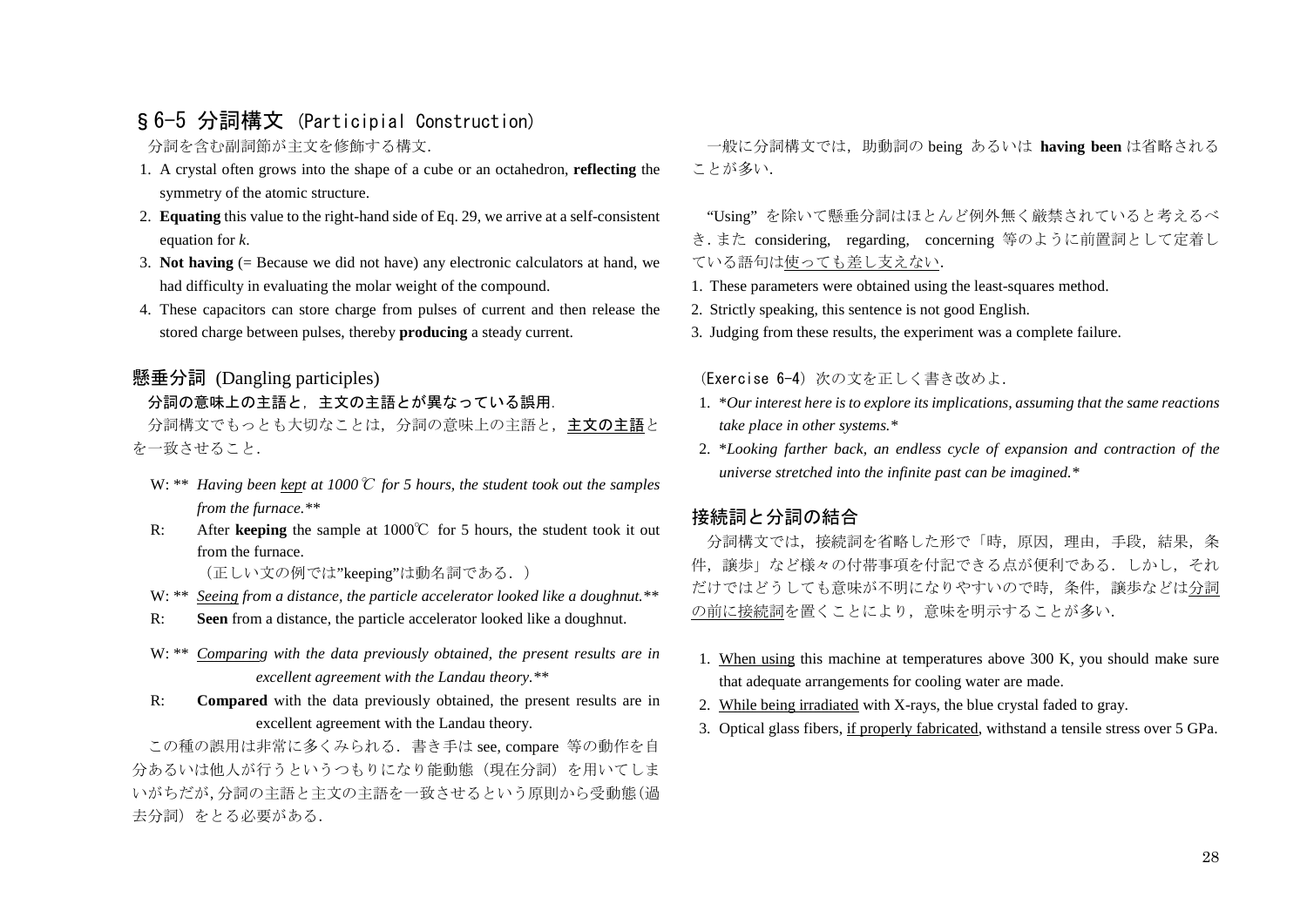## §6-5 分詞構文 (Participial Construction)

分詞を含む副詞節が主文を修飾する構文.

1. A crystal often grows into the shape of a cube or an octahedron, **reflecting** the symmetry of the atomic structure.
2. **Equating** this value to the right-hand side of Eq. 29, we arrive at a self-consistent equation for *k*.
3. **Not having** (= Because we did not have) any electronic calculators at hand, we had difficulty in evaluating the molar weight of the compound.
4. These capacitors can store charge from pulses of current and then release the stored charge between pulses, thereby **producing** a steady current.

### 懸垂分詞 (Dangling participles)

**分詞の意味上の主語と，主文の主語とが異なっている誤用.**

分詞構文でもっとも大切なことは，分詞の意味上の主語と，**主文の主語**とを一致させること.

W: ** *Having been kept at 1000℃ for 5 hours, the student took out the samples from the furnace.***

R: After **keeping** the sample at 1000℃ for 5 hours, the student took it out from the furnace.

（正しい文の例では"keeping"は動名詞である．）

W: ** *Seeing from a distance, the particle accelerator looked like a doughnut.***

R: **Seen** from a distance, the particle accelerator looked like a doughnut.

W: ** *Comparing with the data previously obtained, the present results are in excellent agreement with the Landau theory.***

R: **Compared** with the data previously obtained, the present results are in excellent agreement with the Landau theory.

この種の誤用は非常に多くみられる．書き手は see, compare 等の動作を自分あるいは他人が行うというつもりになり能動態（現在分詞）を用いてしまいがちだが，分詞の主語と主文の主語を一致させるという原則から受動態（過去分詞）をとる必要がある．

一般に分詞構文では，助動詞の being あるいは **having been** は省略されることが多い．

"Using" を除いて懸垂分詞はほとんど例外無く厳禁されていると考えるべき．また considering, regarding, concerning 等のように前置詞として定着している語句は使っても差し支えない．

1. These parameters were obtained using the least-squares method.
2. Strictly speaking, this sentence is not good English.
3. Judging from these results, the experiment was a complete failure.

(Exercise 6-4) 次の文を正しく書き改めよ．

1. **Our interest here is to explore its implications, assuming that the same reactions take place in other systems.**
2. **Looking farther back, an endless cycle of expansion and contraction of the universe stretched into the infinite past can be imagined.**

### 接続詞と分詞の結合

分詞構文では，接続詞を省略した形で「時，原因，理由，手段，結果，条件，譲歩」など様々の付帯事項を付記できる点が便利である．しかし，それだけではどうしても意味が不明になりやすいので時，条件，譲歩などは分詞の前に接続詞を置くことにより，意味を明示することが多い．

1. When using this machine at temperatures above 300 K, you should make sure that adequate arrangements for cooling water are made.
2. While being irradiated with X-rays, the blue crystal faded to gray.
3. Optical glass fibers, if properly fabricated, withstand a tensile stress over 5 GPa.